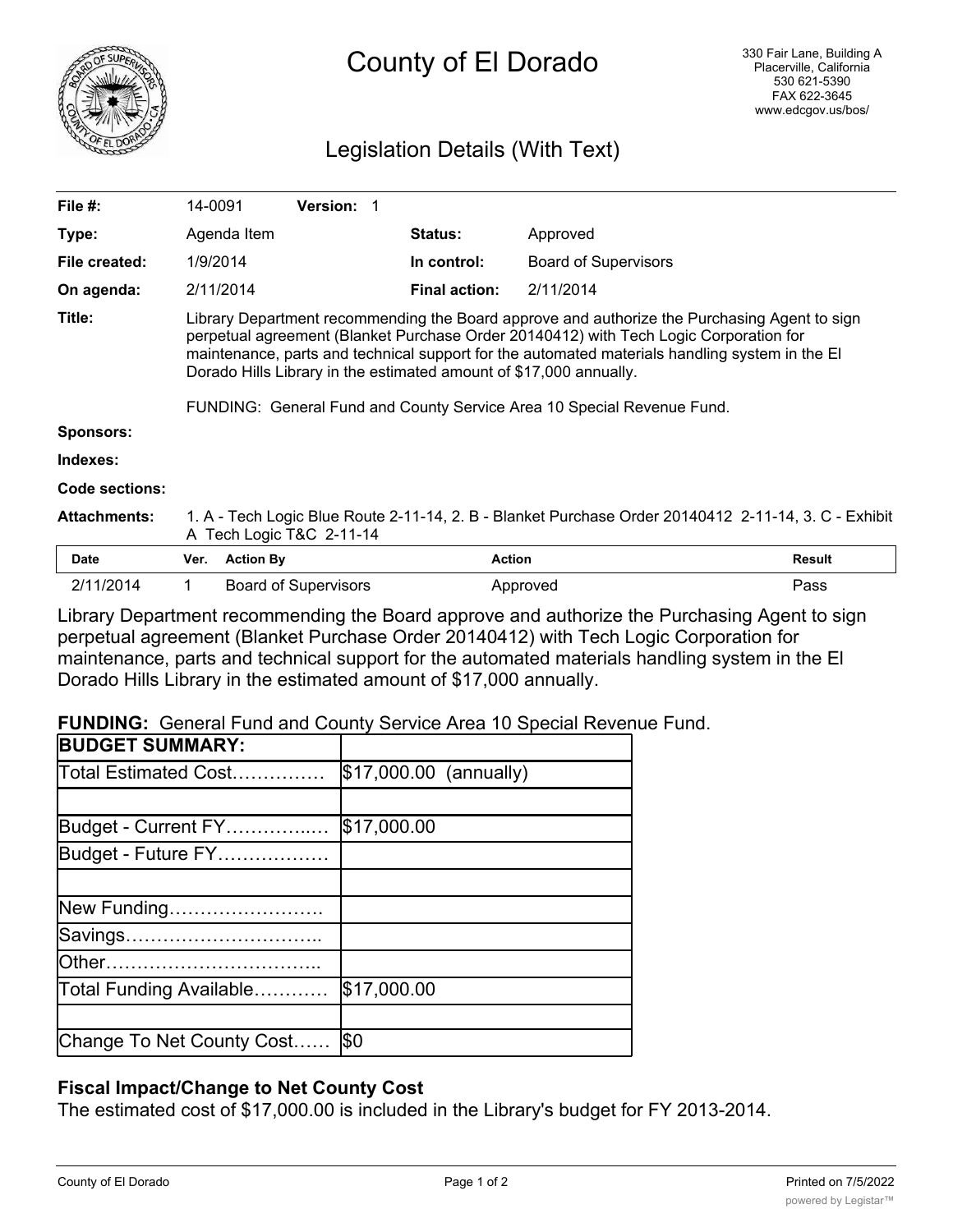# County of El Dorado

330 Fair Lane, Building A
Placerville, California
530 621-5390
FAX 622-3645
www.edcgov.us/bos/

## Legislation Details (With Text)

| | | | | |
|---|---|---|---|---|
| **File #:** | 14-0091 | **Version:** 1 | | |
| **Type:** | Agenda Item | | **Status:** | Approved |
| **File created:** | 1/9/2014 | | **In control:** | Board of Supervisors |
| **On agenda:** | 2/11/2014 | | **Final action:** | 2/11/2014 |

**Title:** Library Department recommending the Board approve and authorize the Purchasing Agent to sign perpetual agreement (Blanket Purchase Order 20140412) with Tech Logic Corporation for maintenance, parts and technical support for the automated materials handling system in the El Dorado Hills Library in the estimated amount of $17,000 annually.

FUNDING: General Fund and County Service Area 10 Special Revenue Fund.

**Sponsors:**

**Indexes:**

**Code sections:**

**Attachments:** 1. A - Tech Logic Blue Route 2-11-14, 2. B - Blanket Purchase Order 20140412 2-11-14, 3. C - Exhibit A Tech Logic T&C 2-11-14

| Date | Ver. | Action By | Action | Result |
|---|---|---|---|---|
| 2/11/2014 | 1 | Board of Supervisors | Approved | Pass |

Library Department recommending the Board approve and authorize the Purchasing Agent to sign perpetual agreement (Blanket Purchase Order 20140412) with Tech Logic Corporation for maintenance, parts and technical support for the automated materials handling system in the El Dorado Hills Library in the estimated amount of $17,000 annually.

**FUNDING:** General Fund and County Service Area 10 Special Revenue Fund.

| **BUDGET SUMMARY:** | |
|---|---|
| Total Estimated Cost…………… | $17,000.00 (annually) |
| | |
| Budget - Current FY…………..… | $17,000.00 |
| Budget - Future FY……………… | |
| | |
| New Funding……………………. | |
| Savings………………………….. | |
| Other…………………………….. | |
| Total Funding Available………… | $17,000.00 |
| | |
| Change To Net County Cost…… | $0 |

### Fiscal Impact/Change to Net County Cost

The estimated cost of $17,000.00 is included in the Library's budget for FY 2013-2014.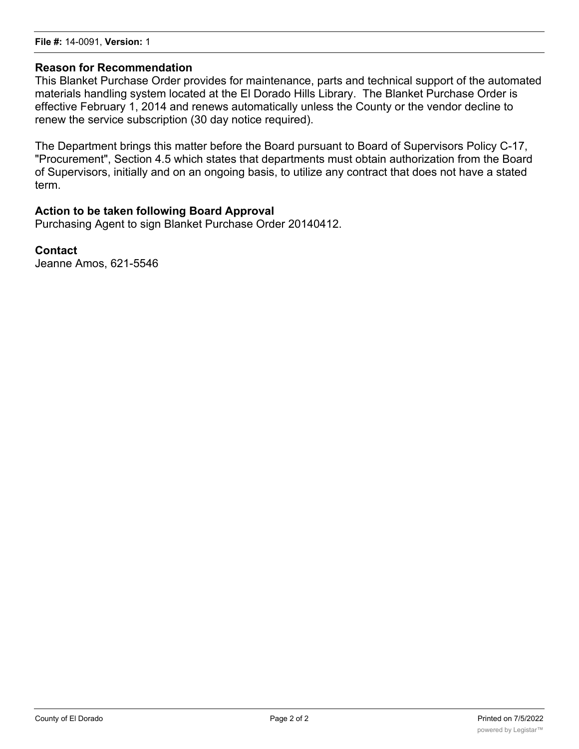## Reason for Recommendation

This Blanket Purchase Order provides for maintenance, parts and technical support of the automated materials handling system located at the El Dorado Hills Library. The Blanket Purchase Order is effective February 1, 2014 and renews automatically unless the County or the vendor decline to renew the service subscription (30 day notice required).

The Department brings this matter before the Board pursuant to Board of Supervisors Policy C-17, "Procurement", Section 4.5 which states that departments must obtain authorization from the Board of Supervisors, initially and on an ongoing basis, to utilize any contract that does not have a stated term.

## Action to be taken following Board Approval

Purchasing Agent to sign Blanket Purchase Order 20140412.

## Contact

Jeanne Amos, 621-5546